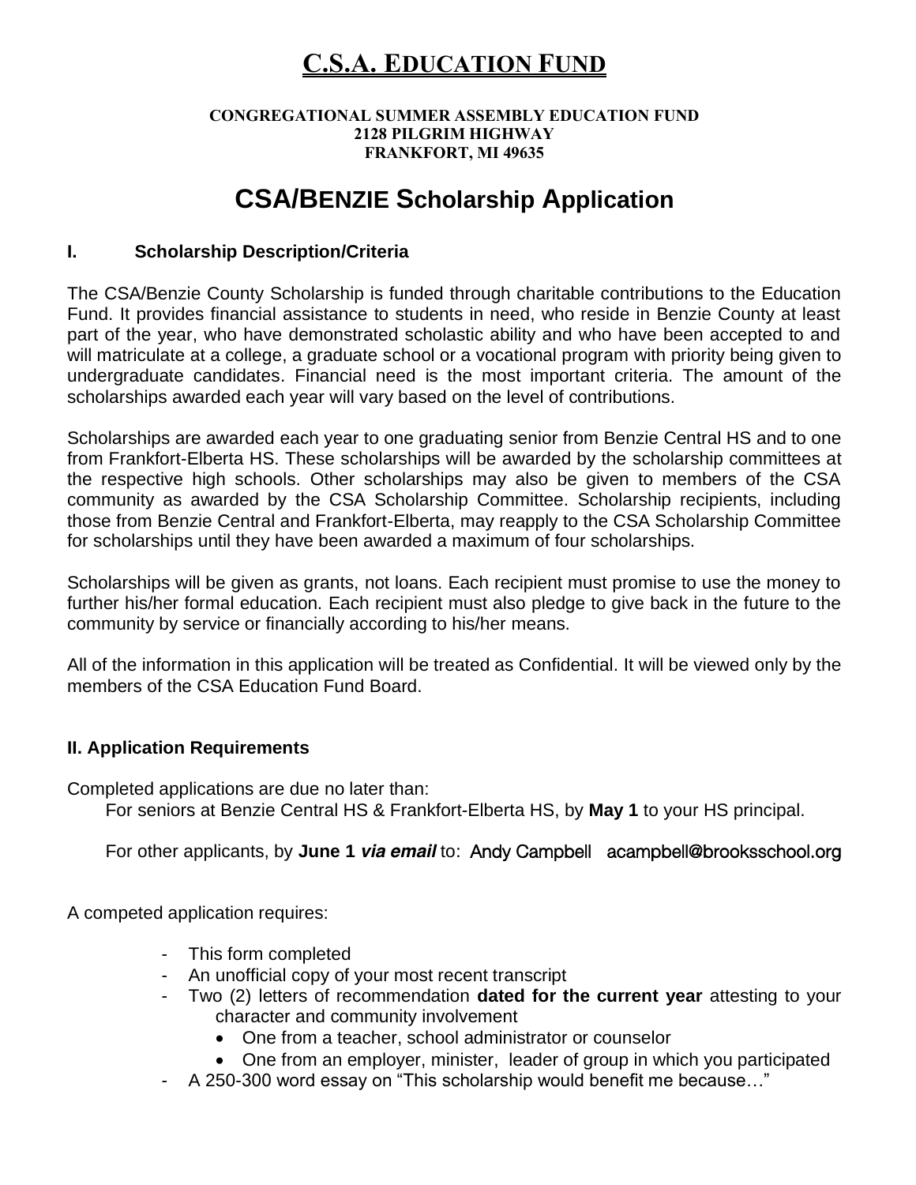# C.S.A. Education Fund

**CONGREGATIONAL SUMMER ASSEMBLY EDUCATION FUND**
**2128 PILGRIM HIGHWAY**
**FRANKFORT, MI 49635**

# CSA/Benzie Scholarship Application

### I. Scholarship Description/Criteria

The CSA/Benzie County Scholarship is funded through charitable contributions to the Education Fund. It provides financial assistance to students in need, who reside in Benzie County at least part of the year, who have demonstrated scholastic ability and who have been accepted to and will matriculate at a college, a graduate school or a vocational program with priority being given to undergraduate candidates. Financial need is the most important criteria. The amount of the scholarships awarded each year will vary based on the level of contributions.

Scholarships are awarded each year to one graduating senior from Benzie Central HS and to one from Frankfort-Elberta HS. These scholarships will be awarded by the scholarship committees at the respective high schools. Other scholarships may also be given to members of the CSA community as awarded by the CSA Scholarship Committee. Scholarship recipients, including those from Benzie Central and Frankfort-Elberta, may reapply to the CSA Scholarship Committee for scholarships until they have been awarded a maximum of four scholarships.

Scholarships will be given as grants, not loans. Each recipient must promise to use the money to further his/her formal education. Each recipient must also pledge to give back in the future to the community by service or financially according to his/her means.

All of the information in this application will be treated as Confidential. It will be viewed only by the members of the CSA Education Fund Board.

### II. Application Requirements

Completed applications are due no later than:

For seniors at Benzie Central HS & Frankfort-Elberta HS, by **May 1** to your HS principal.

For other applicants, by **June 1** ***via email*** to: Andy Campbell acampbell@brooksschool.org

A competed application requires:

- This form completed
- An unofficial copy of your most recent transcript
- Two (2) letters of recommendation **dated for the current year** attesting to your character and community involvement
  - One from a teacher, school administrator or counselor
  - One from an employer, minister, leader of group in which you participated
- A 250-300 word essay on "This scholarship would benefit me because…"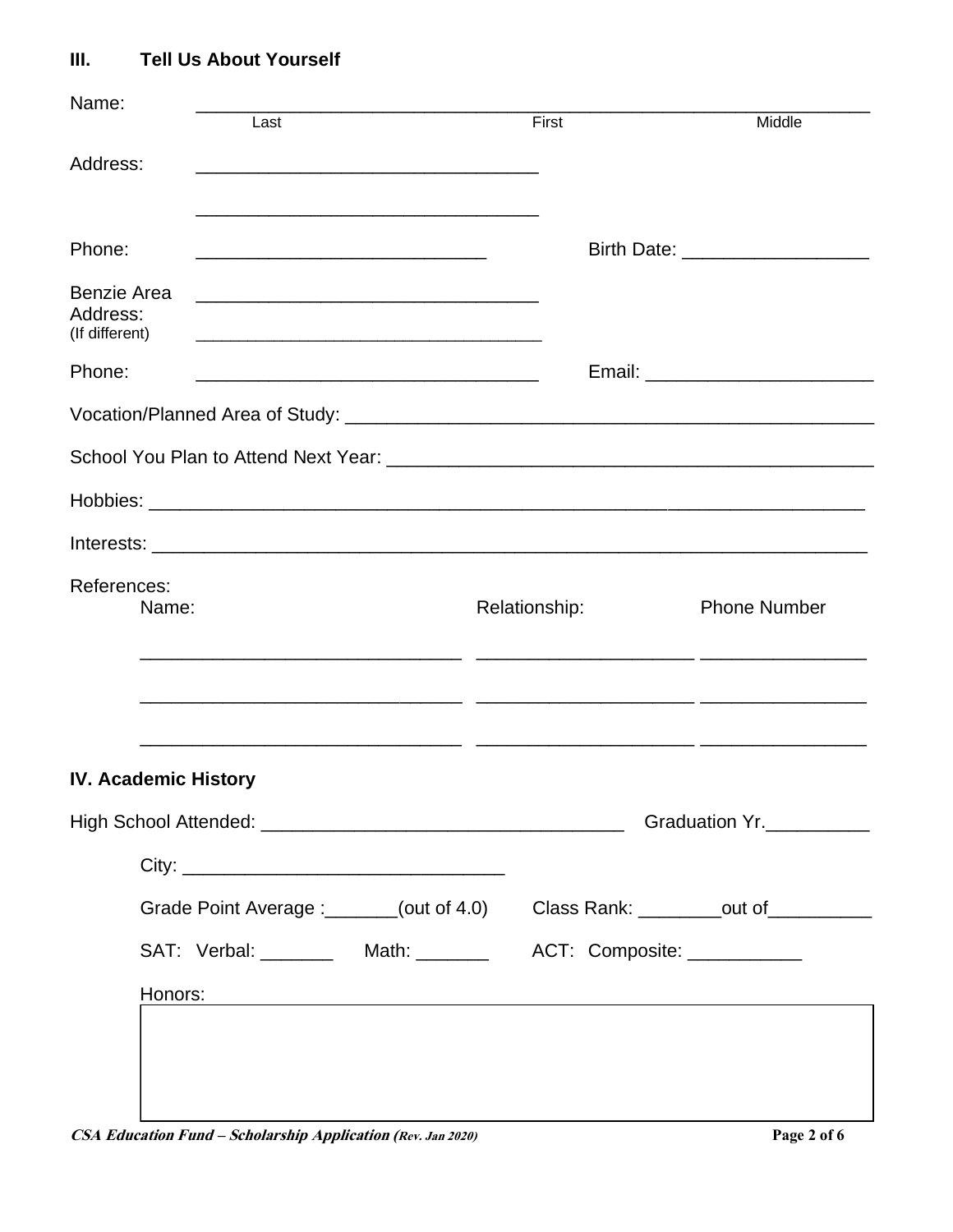## III. Tell Us About Yourself

Name: ________________________________________________________________
Last First Middle

Address: ________________________________

________________________________

Phone: ____________________________ Birth Date: __________________

Benzie Area Address: ________________________________
(If different) ________________________________

Phone: ________________________________ Email: ______________________

Vocation/Planned Area of Study: ____________________________________________________

School You Plan to Attend Next Year: ________________________________________________

Hobbies: ______________________________________________________________________

Interests: _____________________________________________________________________

References:

| Name: | Relationship: | Phone Number |
|---|---|---|
| ______________________________ | ____________________ | ________________ |
| ______________________________ | ____________________ | ________________ |
| ______________________________ | ____________________ | ________________ |

## IV. Academic History

High School Attended: ___________________________________ Graduation Yr.__________

City: _______________________________

Grade Point Average :_______(out of 4.0) Class Rank: ________out of__________

SAT: Verbal: _______ Math: _______ ACT: Composite: ___________

Honors: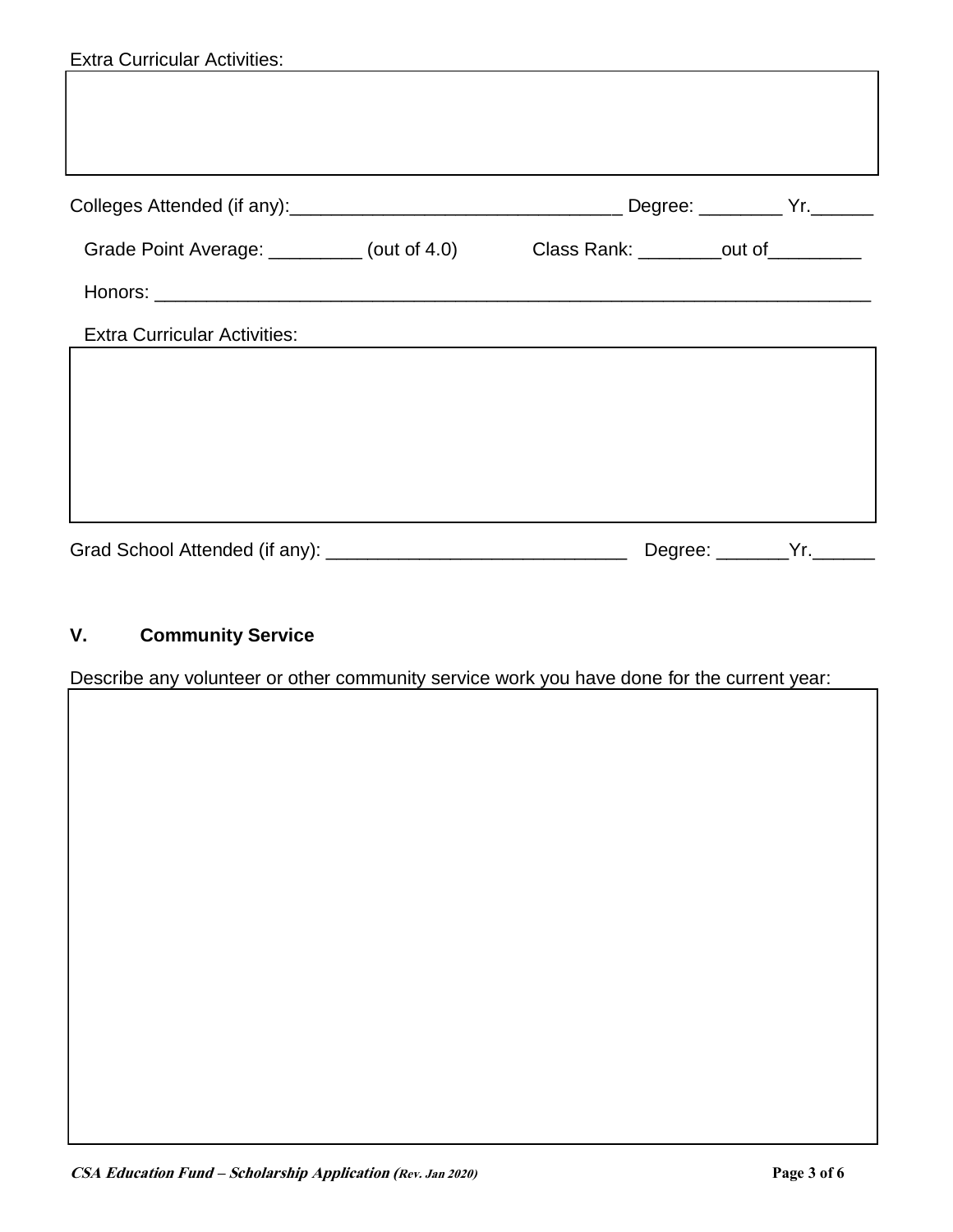Extra Curricular Activities:

Colleges Attended (if any):________________________________ Degree: ________ Yr.______

Grade Point Average: _________ (out of 4.0) Class Rank: ________out of_________

Honors: ______________________________________________________________________

Extra Curricular Activities:

Grad School Attended (if any): _____________________________ Degree: _______Yr.______

## V. Community Service

Describe any volunteer or other community service work you have done for the current year: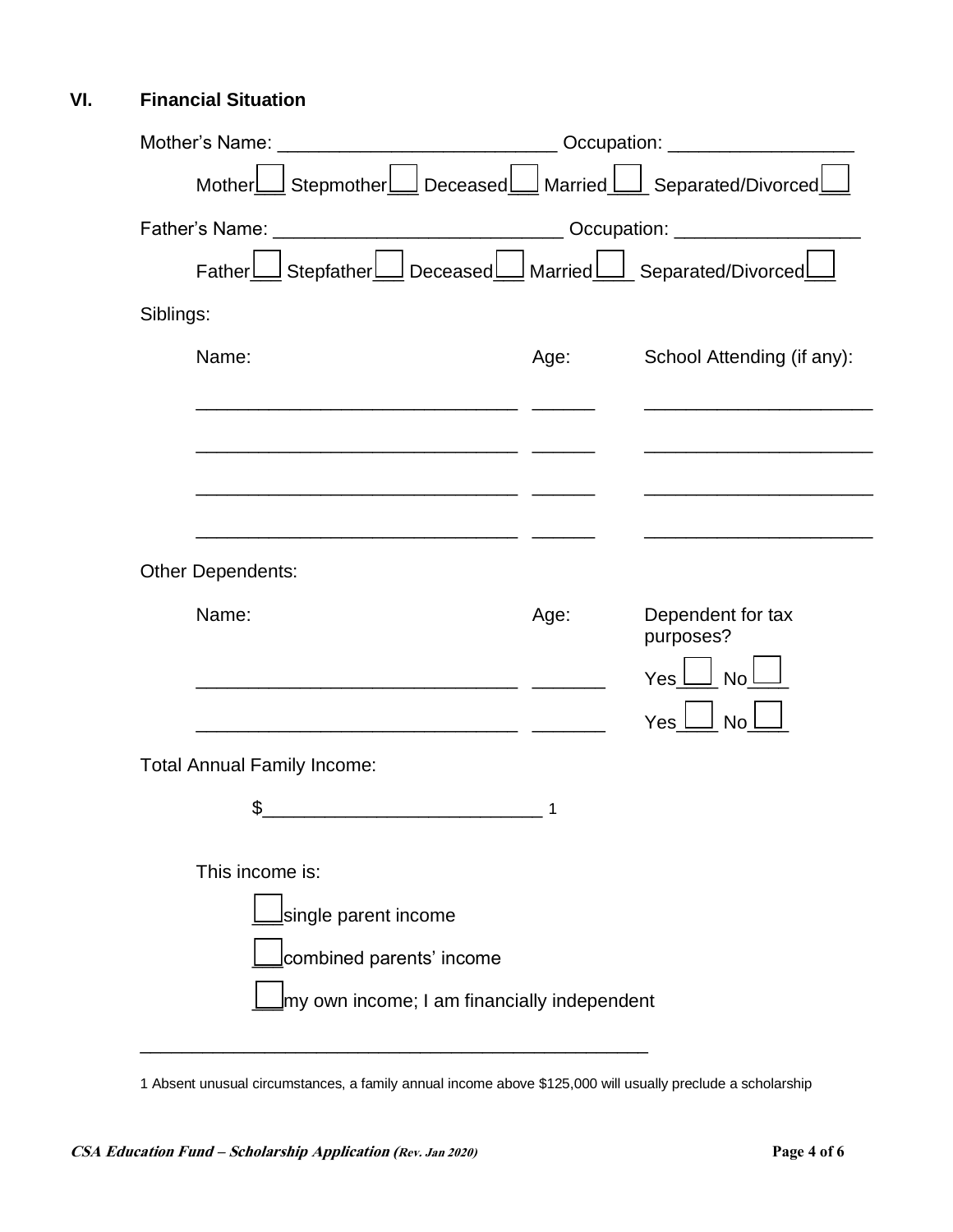## VI. Financial Situation

Mother's Name: ___________________________ Occupation: __________________

Mother☐ Stepmother☐ Deceased☐ Married☐ Separated/Divorced☐

Father's Name: ____________________________ Occupation: __________________

Father☐ Stepfather☐ Deceased☐ Married☐ Separated/Divorced☐

Siblings:

| Name: | Age: | School Attending (if any): |
|---|---|---|
| ________________________________ | ______ | _______________________ |
| ________________________________ | ______ | _______________________ |
| ________________________________ | ______ | _______________________ |
| ________________________________ | ______ | _______________________ |

Other Dependents:

| Name: | Age: | Dependent for tax purposes? |
|---|---|---|
| ________________________________ | _______ | Yes☐ No☐ |
| ________________________________ | _______ | Yes☐ No☐ |

Total Annual Family Income:

$____________________________ [1]

This income is:

☐ single parent income

☐ combined parents' income

☐ my own income; I am financially independent

---

[1] Absent unusual circumstances, a family annual income above $125,000 will usually preclude a scholarship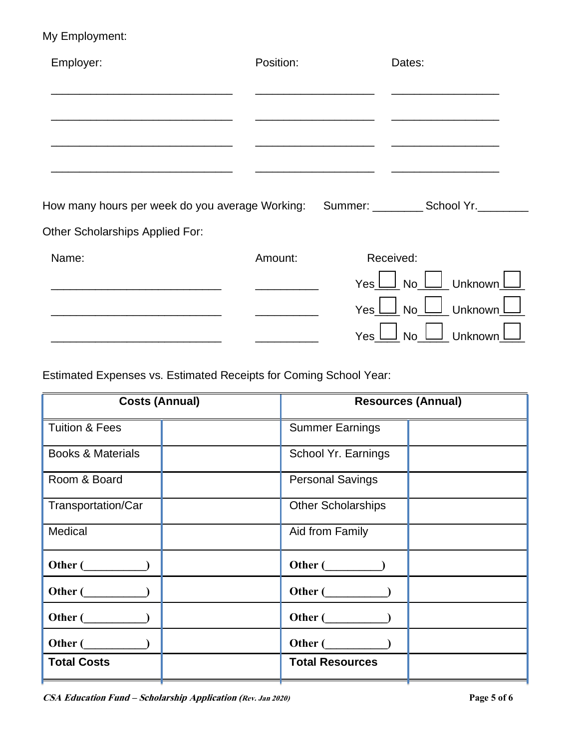My Employment:

| Employer: | Position: | Dates: |
|---|---|---|
| ______________________________ | ____________________ | __________________ |
| ______________________________ | ____________________ | __________________ |
| ______________________________ | ____________________ | __________________ |
| ______________________________ | ____________________ | __________________ |

How many hours per week do you average Working: Summer: ________ School Yr.________

Other Scholarships Applied For:

| Name: | Amount: | Received: |
|---|---|---|
| ____________________________ | __________ | Yes ☐ No ☐ Unknown ☐ |
| ____________________________ | __________ | Yes ☐ No ☐ Unknown ☐ |
| ____________________________ | __________ | Yes ☐ No ☐ Unknown ☐ |

Estimated Expenses vs. Estimated Receipts for Coming School Year:

| **Costs (Annual)** | | **Resources (Annual)** | |
|---|---|---|---|
| Tuition & Fees | | Summer Earnings | |
| Books & Materials | | School Yr. Earnings | |
| Room & Board | | Personal Savings | |
| Transportation/Car | | Other Scholarships | |
| Medical | | Aid from Family | |
| **Other (__________)** | | **Other (_________)** | |
| **Other (__________)** | | **Other (__________)** | |
| **Other (__________)** | | **Other (__________)** | |
| **Other (__________)** | | **Other (__________)** | |
| **Total Costs** | | **Total Resources** | |

*CSA Education Fund – Scholarship Application (Rev. Jan 2020)*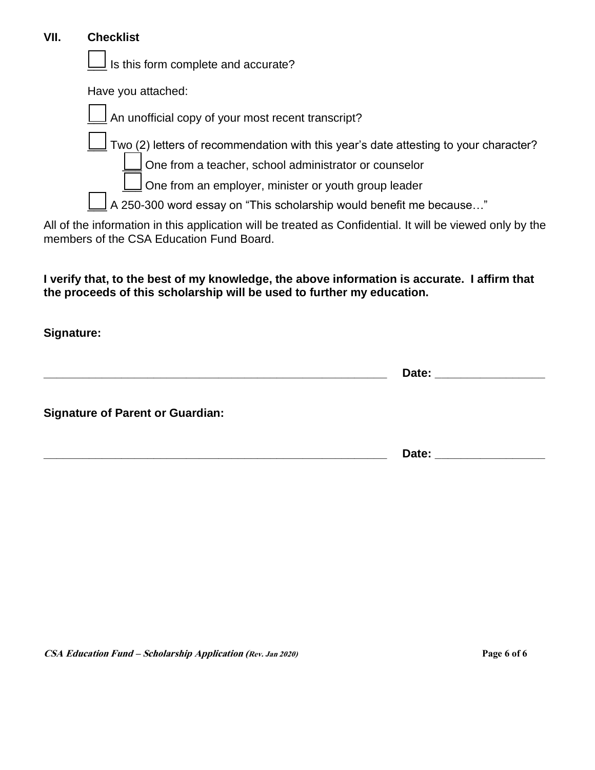## VII. Checklist

- [ ] Is this form complete and accurate?

Have you attached:

- [ ] An unofficial copy of your most recent transcript?
- [ ] Two (2) letters of recommendation with this year's date attesting to your character?
  - [ ] One from a teacher, school administrator or counselor
  - [ ] One from an employer, minister or youth group leader
- [ ] A 250-300 word essay on "This scholarship would benefit me because…"

All of the information in this application will be treated as Confidential. It will be viewed only by the members of the CSA Education Fund Board.

**I verify that, to the best of my knowledge, the above information is accurate. I affirm that the proceeds of this scholarship will be used to further my education.**

**Signature:**

_______________________________________________________ **Date:** _________________

**Signature of Parent or Guardian:**

_______________________________________________________ **Date:** _________________